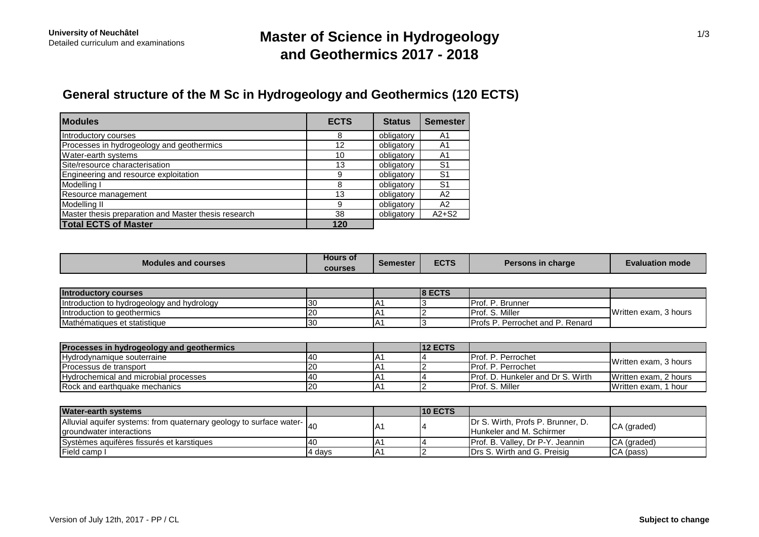University of Neuchâtel
Detailed curriculum and examinations

# Master of Science in Hydrogeology and Geothermics 2017 - 2018

## General structure of the M Sc in Hydrogeology and Geothermics (120 ECTS)

| Modules | ECTS | Status | Semester |
|---|---|---|---|
| Introductory courses | 8 | obligatory | A1 |
| Processes in hydrogeology and geothermics | 12 | obligatory | A1 |
| Water-earth systems | 10 | obligatory | A1 |
| Site/resource characterisation | 13 | obligatory | S1 |
| Engineering and resource exploitation | 9 | obligatory | S1 |
| Modelling I | 8 | obligatory | S1 |
| Resource management | 13 | obligatory | A2 |
| Modelling II | 9 | obligatory | A2 |
| Master thesis preparation and Master thesis research | 38 | obligatory | A2+S2 |
| **Total ECTS of Master** | **120** | | |

| Modules and courses | Hours of courses | Semester | ECTS | Persons in charge | Evaluation mode |
|---|---|---|---|---|---|
| **Introductory courses** | | | **8 ECTS** | | |
| Introduction to hydrogeology and hydrology | 30 | A1 | 3 | Prof. P. Brunner | Written exam, 3 hours |
| Introduction to geothermics | 20 | A1 | 2 | Prof. S. Miller | |
| Mathématiques et statistique | 30 | A1 | 3 | Profs P. Perrochet and P. Renard | |
| **Processes in hydrogeology and geothermics** | | | **12 ECTS** | | |
| Hydrodynamique souterraine | 40 | A1 | 4 | Prof. P. Perrochet | Written exam, 3 hours |
| Processus de transport | 20 | A1 | 2 | Prof. P. Perrochet | |
| Hydrochemical and microbial processes | 40 | A1 | 4 | Prof. D. Hunkeler and Dr S. Wirth | Written exam, 2 hours |
| Rock and earthquake mechanics | 20 | A1 | 2 | Prof. S. Miller | Written exam, 1 hour |
| **Water-earth systems** | | | **10 ECTS** | | |
| Alluvial aquifer systems: from quaternary geology to surface water-groundwater interactions | 40 | A1 | 4 | Dr S. Wirth, Profs P. Brunner, D. Hunkeler and M. Schirmer | CA (graded) |
| Systèmes aquifères fissurés et karstiques | 40 | A1 | 4 | Prof. B. Valley, Dr P-Y. Jeannin | CA (graded) |
| Field camp I | 4 days | A1 | 2 | Drs S. Wirth and G. Preisig | CA (pass) |

Version of July 12th, 2017 - PP / CL

**Subject to change**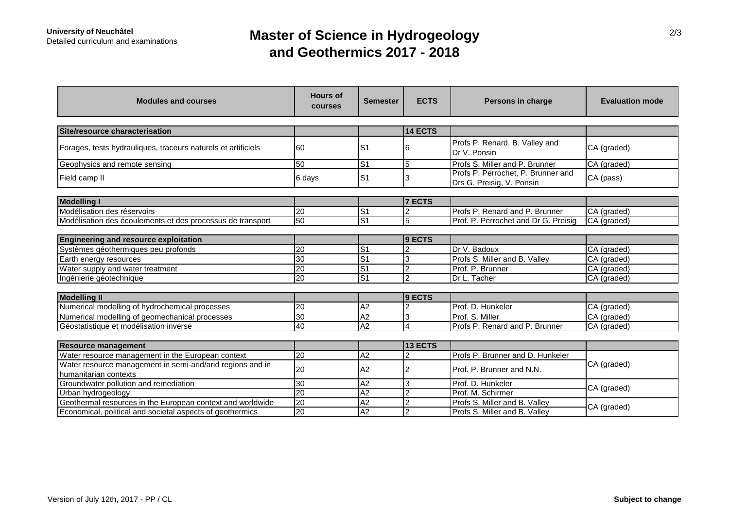**University of Neuchâtel**
Detailed curriculum and examinations

# Master of Science in Hydrogeology and Geothermics 2017 - 2018

| Modules and courses | Hours of courses | Semester | ECTS | Persons in charge | Evaluation mode |
|---|---|---|---|---|---|
| **Site/resource characterisation** | | | **14 ECTS** | | |
| Forages, tests hydrauliques, traceurs naturels et artificiels | 60 | S1 | 6 | Profs P. Renard, B. Valley and Dr V. Ponsin | CA (graded) |
| Geophysics and remote sensing | 50 | S1 | 5 | Profs S. Miller and P. Brunner | CA (graded) |
| Field camp II | 6 days | S1 | 3 | Profs P. Perrochet, P. Brunner and Drs G. Preisig, V. Ponsin | CA (pass) |
| **Modelling I** | | | **7 ECTS** | | |
| Modélisation des réservoirs | 20 | S1 | 2 | Profs P. Renard and P. Brunner | CA (graded) |
| Modélisation des écoulements et des processus de transport | 50 | S1 | 5 | Prof. P. Perrochet and Dr G. Preisig | CA (graded) |
| **Engineering and resource exploitation** | | | **9 ECTS** | | |
| Systèmes géothermiques peu profonds | 20 | S1 | 2 | Dr V. Badoux | CA (graded) |
| Earth energy resources | 30 | S1 | 3 | Profs S. Miller and B. Valley | CA (graded) |
| Water supply and water treatment | 20 | S1 | 2 | Prof. P. Brunner | CA (graded) |
| Ingénierie géotechnique | 20 | S1 | 2 | Dr L. Tacher | CA (graded) |
| **Modelling II** | | | **9 ECTS** | | |
| Numerical modelling of hydrochemical processes | 20 | A2 | 2 | Prof. D. Hunkeler | CA (graded) |
| Numerical modelling of geomechanical processes | 30 | A2 | 3 | Prof. S. Miller | CA (graded) |
| Géostatistique et modélisation inverse | 40 | A2 | 4 | Profs P. Renard and P. Brunner | CA (graded) |
| **Resource management** | | | **13 ECTS** | | |
| Water resource management in the European context | 20 | A2 | 2 | Profs P. Brunner and D. Hunkeler | CA (graded) |
| Water resource management in semi-arid/arid regions and in humanitarian contexts | 20 | A2 | 2 | Prof. P. Brunner and N.N. | |
| Groundwater pollution and remediation | 30 | A2 | 3 | Prof. D. Hunkeler | CA (graded) |
| Urban hydrogeology | 20 | A2 | 2 | Prof. M. Schirmer | |
| Geothermal resources in the European context and worldwide | 20 | A2 | 2 | Profs S. Miller and B. Valley | CA (graded) |
| Economical, political and societal aspects of geothermics | 20 | A2 | 2 | Profs S. Miller and B. Valley | |

Version of July 12th, 2017 - PP / CL

**Subject to change**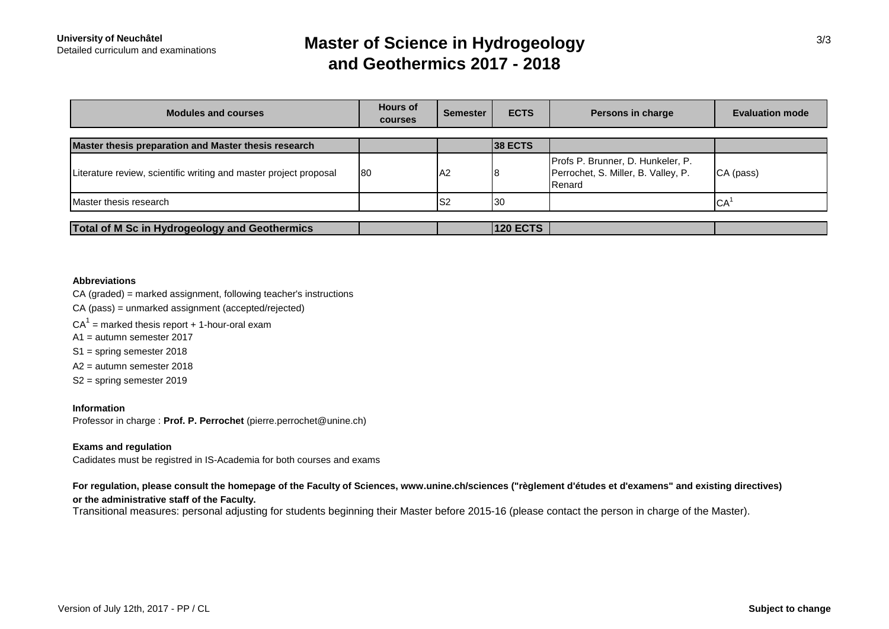**University of Neuchâtel**
Detailed curriculum and examinations

# Master of Science in Hydrogeology and Geothermics 2017 - 2018

| Modules and courses | Hours of courses | Semester | ECTS | Persons in charge | Evaluation mode |
|---|---|---|---|---|---|
| **Master thesis preparation and Master thesis research** | | | **38 ECTS** | | |
| Literature review, scientific writing and master project proposal | 80 | A2 | 8 | Profs P. Brunner, D. Hunkeler, P. Perrochet, S. Miller, B. Valley, P. Renard | CA (pass) |
| Master thesis research | | S2 | 30 | | CA[1] |
| **Total of M Sc in Hydrogeology and Geothermics** | | | **120 ECTS** | | |

**Abbreviations**

CA (graded) = marked assignment, following teacher's instructions

CA (pass) = unmarked assignment (accepted/rejected)

CA[1] = marked thesis report + 1-hour-oral exam

A1 = autumn semester 2017

S1 = spring semester 2018

A2 = autumn semester 2018

S2 = spring semester 2019

**Information**

Professor in charge : **Prof. P. Perrochet** (pierre.perrochet@unine.ch)

**Exams and regulation**

Cadidates must be registred in IS-Academia for both courses and exams

**For regulation, please consult the homepage of the Faculty of Sciences, www.unine.ch/sciences ("règlement d'études et d'examens" and existing directives) or the administrative staff of the Faculty.**

Transitional measures: personal adjusting for students beginning their Master before 2015-16 (please contact the person in charge of the Master).

Version of July 12th, 2017 - PP / CL

**Subject to change**